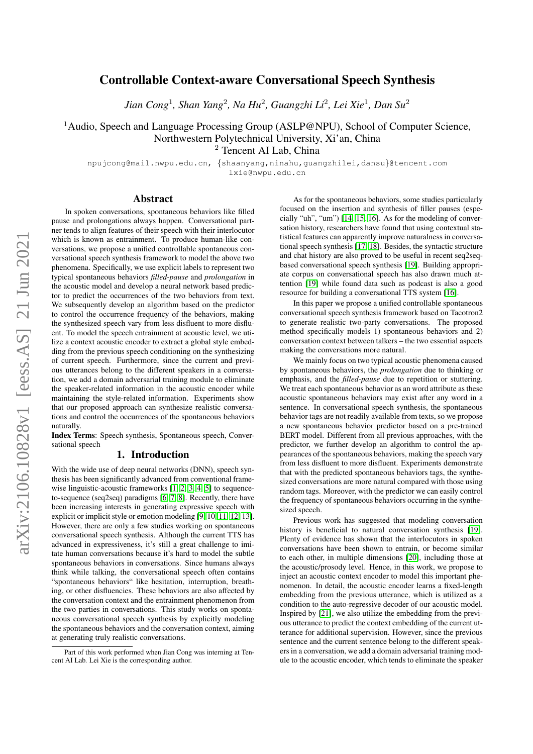# Controllable Context-aware Conversational Speech Synthesis

*Jian Cong*[1], *Shan Yang*[2], *Na Hu*[2], *Guangzhi Li*[2], *Lei Xie*[1], *Dan Su*[2]

[1]Audio, Speech and Language Processing Group (ASLP@NPU), School of Computer Science, Northwestern Polytechnical University, Xi'an, China
[2] Tencent AI Lab, China

npujcong@mail.nwpu.edu.cn, {shaanyang,ninahu,guangzhilei,dansu}@tencent.com
lxie@nwpu.edu.cn

## Abstract

In spoken conversations, spontaneous behaviors like filled pause and prolongations always happen. Conversational partner tends to align features of their speech with their interlocutor which is known as entrainment. To produce human-like conversations, we propose a unified controllable spontaneous conversational speech synthesis framework to model the above two phenomena. Specifically, we use explicit labels to represent two typical spontaneous behaviors *filled-pause* and *prolongation* in the acoustic model and develop a neural network based predictor to predict the occurrences of the two behaviors from text. We subsequently develop an algorithm based on the predictor to control the occurrence frequency of the behaviors, making the synthesized speech vary from less disfluent to more disfluent. To model the speech entrainment at acoustic level, we utilize a context acoustic encoder to extract a global style embedding from the previous speech conditioning on the synthesizing of current speech. Furthermore, since the current and previous utterances belong to the different speakers in a conversation, we add a domain adversarial training module to eliminate the speaker-related information in the acoustic encoder while maintaining the style-related information. Experiments show that our proposed approach can synthesize realistic conversations and control the occurrences of the spontaneous behaviors naturally.

**Index Terms**: Speech synthesis, Spontaneous speech, Conversational speech

## 1. Introduction

With the wide use of deep neural networks (DNN), speech synthesis has been significantly advanced from conventional frame-wise linguistic-acoustic frameworks [1, 2, 3, 4, 5] to sequence-to-sequence (seq2seq) paradigms [6, 7, 8]. Recently, there have been increasing interests in generating expressive speech with explicit or implicit style or emotion modeling [9, 10, 11, 12, 13]. However, there are only a few studies working on spontaneous conversational speech synthesis. Although the current TTS has advanced in expressiveness, it's still a great challenge to imitate human conversations because it's hard to model the subtle spontaneous behaviors in conversations. Since humans always think while talking, the conversational speech often contains "spontaneous behaviors" like hesitation, interruption, breathing, or other disfluencies. These behaviors are also affected by the conversation context and the entrainment phenomenon from the two parties in conversations. This study works on spontaneous conversational speech synthesis by explicitly modeling the spontaneous behaviors and the conversation context, aiming at generating truly realistic conversations.

As for the spontaneous behaviors, some studies particularly focused on the insertion and synthesis of filler pauses (especially "uh", "um") [14, 15, 16]. As for the modeling of conversation history, researchers have found that using contextual statistical features can apparently improve naturalness in conversational speech synthesis [17, 18]. Besides, the syntactic structure and chat history are also proved to be useful in recent seq2seq-based conversational speech synthesis [19]. Building appropriate corpus on conversational speech has also drawn much attention [19] while found data such as podcast is also a good resource for building a conversational TTS system [16].

In this paper we propose a unified controllable spontaneous conversational speech synthesis framework based on Tacotron2 to generate realistic two-party conversations. The proposed method specifically models 1) spontaneous behaviors and 2) conversation context between talkers – the two essential aspects making the conversations more natural.

We mainly focus on two typical acoustic phenomena caused by spontaneous behaviors, the *prolongation* due to thinking or emphasis, and the *filled-pause* due to repetition or stuttering. We treat each spontaneous behavior as an word attribute as these acoustic spontaneous behaviors may exist after any word in a sentence. In conversational speech synthesis, the spontaneous behavior tags are not readily available from texts, so we propose a new spontaneous behavior predictor based on a pre-trained BERT model. Different from all previous approaches, with the predictor, we further develop an algorithm to control the appearances of the spontaneous behaviors, making the speech vary from less disfluent to more disfluent. Experiments demonstrate that with the predicted spontaneous behaviors tags, the synthesized conversations are more natural compared with those using random tags. Moreover, with the predictor we can easily control the frequency of spontaneous behaviors occurring in the synthesized speech.

Previous work has suggested that modeling conversation history is beneficial to natural conversation synthesis [19]. Plenty of evidence has shown that the interlocutors in spoken conversations have been shown to entrain, or become similar to each other, in multiple dimensions [20], including those at the acoustic/prosody level. Hence, in this work, we propose to inject an acoustic context encoder to model this important phenomenon. In detail, the acoustic encoder learns a fixed-length embedding from the previous utterance, which is utilized as a condition to the auto-regressive decoder of our acoustic model. Inspired by [21], we also utilize the embedding from the previous utterance to predict the context embedding of the current utterance for additional supervision. However, since the previous sentence and the current sentence belong to the different speakers in a conversation, we add a domain adversarial training module to the acoustic encoder, which tends to eliminate the speaker

Part of this work performed when Jian Cong was interning at Tencent AI Lab. Lei Xie is the corresponding author.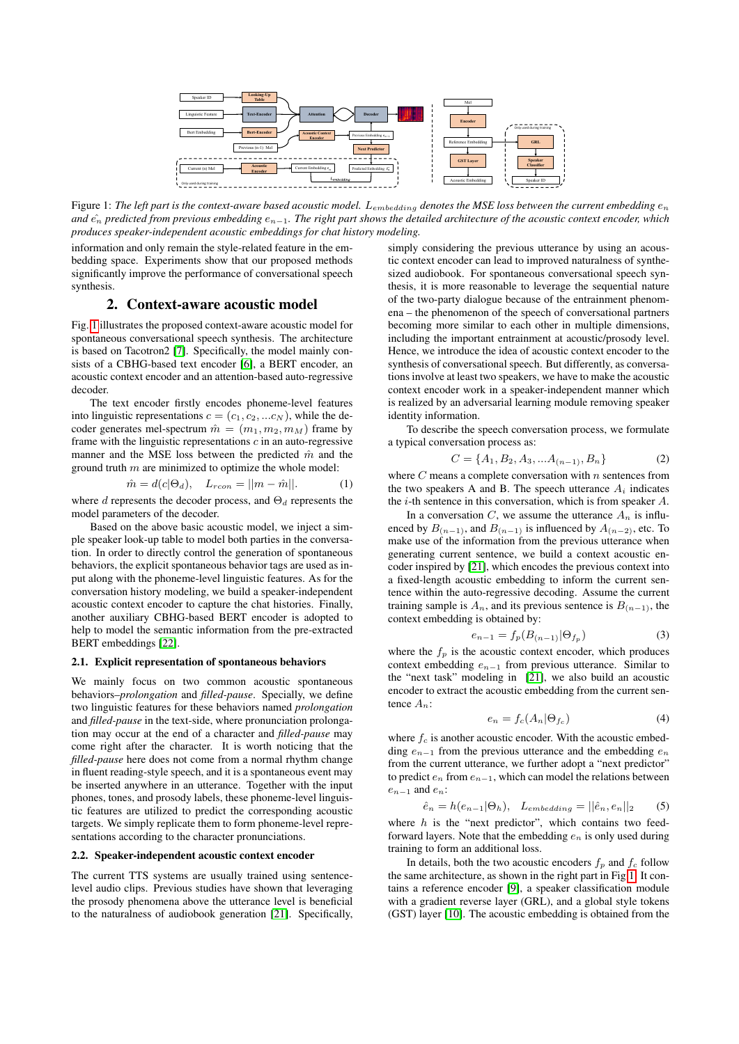Figure 1: *The left part is the context-aware based acoustic model. $L_{embedding}$ denotes the MSE loss between the current embedding $e_n$ and $\hat{e_n}$ predicted from previous embedding $e_{n-1}$. The right part shows the detailed architecture of the acoustic context encoder, which produces speaker-independent acoustic embeddings for chat history modeling.*

information and only remain the style-related feature in the embedding space. Experiments show that our proposed methods significantly improve the performance of conversational speech synthesis.

## 2. Context-aware acoustic model

Fig. 1 illustrates the proposed context-aware acoustic model for spontaneous conversational speech synthesis. The architecture is based on Tacotron2 [7]. Specifically, the model mainly consists of a CBHG-based text encoder [6], a BERT encoder, an acoustic context encoder and an attention-based auto-regressive decoder.

The text encoder firstly encodes phoneme-level features into linguistic representations $c = (c_1, c_2, ...c_N)$, while the decoder generates mel-spectrum $\hat{m} = (m_1, m_2, m_M)$ frame by frame with the linguistic representations $c$ in an auto-regressive manner and the MSE loss between the predicted $\hat{m}$ and the ground truth $m$ are minimized to optimize the whole model:

$$\hat{m} = d(c|\Theta_d), \quad L_{rcon} = ||m - \hat{m}||. \tag{1}$$

where $d$ represents the decoder process, and $\Theta_d$ represents the model parameters of the decoder.

Based on the above basic acoustic model, we inject a simple speaker look-up table to model both parties in the conversation. In order to directly control the generation of spontaneous behaviors, the explicit spontaneous behavior tags are used as input along with the phoneme-level linguistic features. As for the conversation history modeling, we build a speaker-independent acoustic context encoder to capture the chat histories. Finally, another auxiliary CBHG-based BERT encoder is adopted to help to model the semantic information from the pre-extracted BERT embeddings [22].

### 2.1. Explicit representation of spontaneous behaviors

We mainly focus on two common acoustic spontaneous behaviors–*prolongation* and *filled-pause*. Specially, we define two linguistic features for these behaviors named *prolongation* and *filled-pause* in the text-side, where pronunciation prolongation may occur at the end of a character and *filled-pause* may come right after the character. It is worth noticing that the *filled-pause* here does not come from a normal rhythm change in fluent reading-style speech, and it is a spontaneous event may be inserted anywhere in an utterance. Together with the input phones, tones, and prosody labels, these phoneme-level linguistic features are utilized to predict the corresponding acoustic targets. We simply replicate them to form phoneme-level representations according to the character pronunciations.

### 2.2. Speaker-independent acoustic context encoder

The current TTS systems are usually trained using sentence-level audio clips. Previous studies have shown that leveraging the prosody phenomena above the utterance level is beneficial to the naturalness of audiobook generation [21]. Specifically, simply considering the previous utterance by using an acoustic context encoder can lead to improved naturalness of synthesized audiobook. For spontaneous conversational speech synthesis, it is more reasonable to leverage the sequential nature of the two-party dialogue because of the entrainment phenomena – the phenomenon of the speech of conversational partners becoming more similar to each other in multiple dimensions, including the important entrainment at acoustic/prosody level. Hence, we introduce the idea of acoustic context encoder to the synthesis of conversational speech. But differently, as conversations involve at least two speakers, we have to make the acoustic context encoder work in a speaker-independent manner which is realized by an adversarial learning module removing speaker identity information.

To describe the speech conversation process, we formulate a typical conversation process as:

$$C = \{A_1, B_2, A_3, ...A_{(n-1)}, B_n\} \tag{2}$$

where $C$ means a complete conversation with $n$ sentences from the two speakers A and B. The speech utterance $A_i$ indicates the $i$-th sentence in this conversation, which is from speaker $A$.

In a conversation $C$, we assume the utterance $A_n$ is influenced by $B_{(n-1)}$, and $B_{(n-1)}$ is influenced by $A_{(n-2)}$, etc. To make use of the information from the previous utterance when generating current sentence, we build a context acoustic encoder inspired by [21], which encodes the previous context into a fixed-length acoustic embedding to inform the current sentence within the auto-regressive decoding. Assume the current training sample is $A_n$, and its previous sentence is $B_{(n-1)}$, the context embedding is obtained by:

$$e_{n-1} = f_p(B_{(n-1)}|\Theta_{f_p}) \tag{3}$$

where the $f_p$ is the acoustic context encoder, which produces context embedding $e_{n-1}$ from previous utterance. Similar to the "next task" modeling in [21], we also build an acoustic encoder to extract the acoustic embedding from the current sentence $A_n$:

$$e_n = f_c(A_n|\Theta_{f_c}) \tag{4}$$

where $f_c$ is another acoustic encoder. With the acoustic embedding $e_{n-1}$ from the previous utterance and the embedding $e_n$ from the current utterance, we further adopt a "next predictor" to predict $e_n$ from $e_{n-1}$, which can model the relations between $e_{n-1}$ and $e_n$:

$$\hat{e}_n = h(e_{n-1}|\Theta_h), \quad L_{embedding} = ||\hat{e}_n, e_n||_2 \tag{5}$$

where $h$ is the "next predictor", which contains two feed-forward layers. Note that the embedding $e_n$ is only used during training to form an additional loss.

In details, both the two acoustic encoders $f_p$ and $f_c$ follow the same architecture, as shown in the right part in Fig 1. It contains a reference encoder [9], a speaker classification module with a gradient reverse layer (GRL), and a global style tokens (GST) layer [10]. The acoustic embedding is obtained from the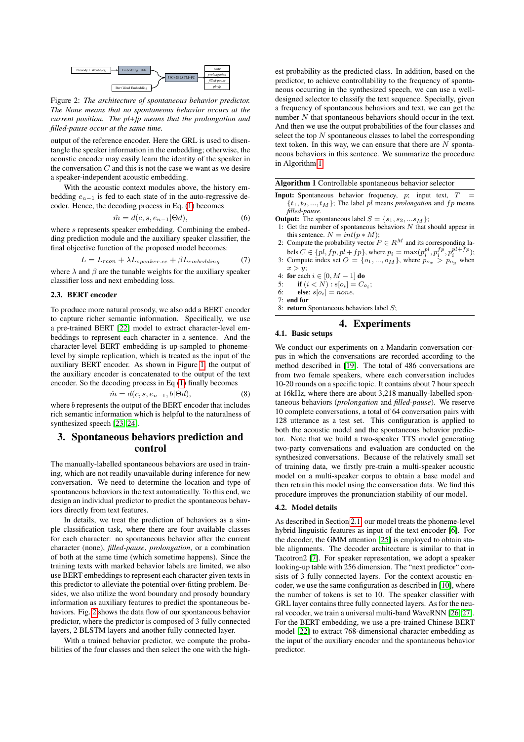Figure 2: *The architecture of spontaneous behavior predictor. The None means that no spontaneous behavior occurs at the current position. The pl+fp means that the prolongation and filled-pause occur at the same time.*

output of the reference encoder. Here the GRL is used to disentangle the speaker information in the embedding; otherwise, the acoustic encoder may easily learn the identity of the speaker in the conversation $C$ and this is not the case we want as we desire a speaker-independent acoustic embedding.

With the acoustic context modules above, the history embedding $e_{n-1}$ is fed to each state of in the auto-regressive decoder. Hence, the decoding process in Eq. (1) becomes

$$\hat{m} = d(c, s, e_{n-1}|\Theta d), \tag{6}$$

where $s$ represents speaker embedding. Combining the embedding prediction module and the auxiliary speaker classifier, the final objective function of the proposed model becomes:

$$L = L_{rcon} + \lambda L_{speaker\_ce} + \beta L_{embedding} \tag{7}$$

where $\lambda$ and $\beta$ are the tunable weights for the auxiliary speaker classifier loss and next embedding loss.

### 2.3. BERT encoder

To produce more natural prosody, we also add a BERT encoder to capture richer semantic information. Specifically, we use a pre-trained BERT [22] model to extract character-level embeddings to represent each character in a sentence. And the character-level BERT embedding is up-sampled to phoneme-level by simple replication, which is treated as the input of the auxiliary BERT encoder. As shown in Figure 1, the output of the auxiliary encoder is concatenated to the output of the text encoder. So the decoding process in Eq (1) finally becomes

$$\hat{m} = d(c, s, e_{n-1}, b|\Theta d), \tag{8}$$

where $b$ represents the output of the BERT encoder that includes rich semantic information which is helpful to the naturalness of synthesized speech [23, 24].

## 3. Spontaneous behaviors prediction and control

The manually-labelled spontaneous behaviors are used in training, which are not readily unavailable during inference for new conversation. We need to determine the location and type of spontaneous behaviors in the text automatically. To this end, we design an individual predictor to predict the spontaneous behaviors directly from text features.

In details, we treat the prediction of behaviors as a simple classification task, where there are four available classes for each character: no spontaneous behavior after the current character (none), *filled-pause*, *prolongation*, or a combination of both at the same time (which sometime happens). Since the training texts with marked behavior labels are limited, we also use BERT embeddings to represent each character given texts in this predictor to alleviate the potential over-fitting problem. Besides, we also utilize the word boundary and prosody boundary information as auxiliary features to predict the spontaneous behaviors. Fig. 2 shows the data flow of our spontaneous behavior predictor, where the predictor is composed of 3 fully connected layers, 2 BLSTM layers and another fully connected layer.

With a trained behavior predictor, we compute the probabilities of the four classes and then select the one with the highest probability as the predicted class. In addition, based on the predictor, to achieve controllability to the frequency of spontaneous occurring in the synthesized speech, we can use a well-designed selector to classify the text sequence. Specially, given a frequency of spontaneous behaviors and text, we can get the number $N$ that spontaneous behaviors should occur in the text. And then we use the output probabilities of the four classes and select the top $N$ spontaneous classes to label the corresponding text token. In this way, we can ensure that there are $N$ spontaneous behaviors in this sentence. We summarize the procedure in Algorithm 1.

**Algorithm 1** Controllable spontaneous behavior selector

**Input:** Spontaneous behavior frequency, $p$; input text, $T = \{t_1, t_2, ..., t_M\}$; The label $pl$ means *prolongation* and $fp$ means *filled-pause*.
**Output:** The spontaneous label $S = \{s_1, s_2, ...s_M\}$;
1: Get the number of spontaneous behaviors $N$ that should appear in this sentence. $N = int(p * M)$;
2: Compute the probability vector $P \in R^M$ and its corresponding labels $C \in \{pl, fp, pl + fp\}$, where $p_i = \max(p_i^{pl}, p_i^{fp}, p_i^{pl+fp})$;
3: Compute index set $O = \{o_1, ..., o_M\}$, where $p_{o_x} > p_{o_y}$ when $x > y$;
4: **for** each $i \in [0, M-1]$ **do**
5: &nbsp;&nbsp;&nbsp;&nbsp;**if** $(i < N) : s[o_i] = C_{o_i}$;
6: &nbsp;&nbsp;&nbsp;&nbsp;**else**: $s[o_i] = none$.
7: **end for**
8: **return** Spontaneous behaviors label $S$;

## 4. Experiments

### 4.1. Basic setups

We conduct our experiments on a Mandarin conversation corpus in which the conversations are recorded according to the method described in [19]. The total of 486 conversations are from two female speakers, where each conversation includes 10-20 rounds on a specific topic. It contains about 7 hour speech at 16kHz, where there are about 3,218 manually-labelled spontaneous behaviors (*prolongation* and *filled-pause*). We reserve 10 complete conversations, a total of 64 conversation pairs with 128 utterance as a test set. This configuration is applied to both the acoustic model and the spontaneous behavior predictor. Note that we build a two-speaker TTS model generating two-party conversations and evaluation are conducted on the synthesized conversations. Because of the relatively small set of training data, we firstly pre-train a multi-speaker acoustic model on a multi-speaker corpus to obtain a base model and then retrain this model using the conversation data. We find this procedure improves the pronunciation stability of our model.

### 4.2. Model details

As described in Section 2.1, our model treats the phoneme-level hybrid linguistic features as input of the text encoder [6]. For the decoder, the GMM attention [25] is employed to obtain stable alignments. The decoder architecture is similar to that in Tacotron2 [7]. For speaker representation, we adopt a speaker looking-up table with 256 dimension. The "next predictor" consists of 3 fully connected layers. For the context acoustic encoder, we use the same configuration as described in [10], where the number of tokens is set to 10. The speaker classifier with GRL layer contains three fully connected layers. As for the neural vocoder, we train a universal multi-band WaveRNN [26, 27]. For the BERT embedding, we use a pre-trained Chinese BERT model [22] to extract 768-dimensional character embedding as the input of the auxiliary encoder and the spontaneous behavior predictor.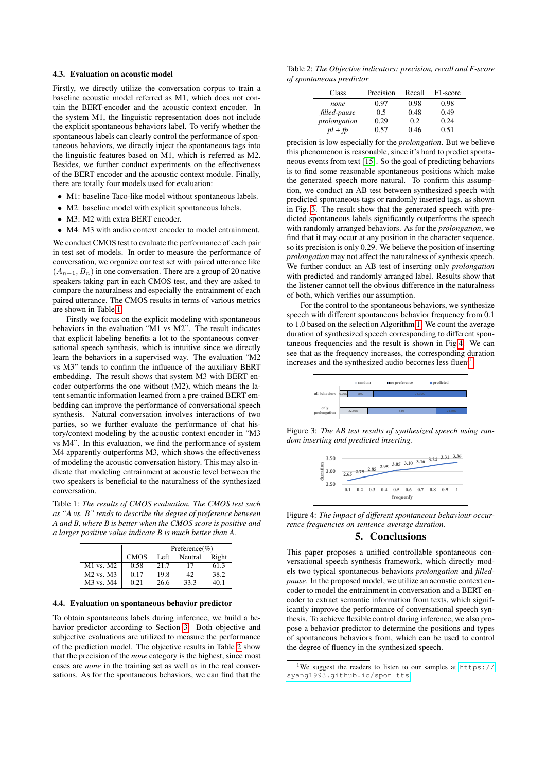### 4.3. Evaluation on acoustic model

Firstly, we directly utilize the conversation corpus to train a baseline acoustic model referred as M1, which does not contain the BERT-encoder and the acoustic context encoder. In the system M1, the linguistic representation does not include the explicit spontaneous behaviors label. To verify whether the spontaneous labels can clearly control the performance of spontaneous behaviors, we directly inject the spontaneous tags into the linguistic features based on M1, which is referred as M2. Besides, we further conduct experiments on the effectiveness of the BERT encoder and the acoustic context module. Finally, there are totally four models used for evaluation:

- M1: baseline Taco-like model without spontaneous labels.
- M2: baseline model with explicit spontaneous labels.
- M3: M2 with extra BERT encoder.
- M4: M3 with audio context encoder to model entrainment.

We conduct CMOS test to evaluate the performance of each pair in test set of models. In order to measure the performance of conversation, we organize our test set with paired utterance like $(A_{n-1}, B_n)$ in one conversation. There are a group of 20 native speakers taking part in each CMOS test, and they are asked to compare the naturalness and especially the entrainment of each paired utterance. The CMOS results in terms of various metrics are shown in Table 1.

Firstly we focus on the explicit modeling with spontaneous behaviors in the evaluation "M1 vs M2". The result indicates that explicit labeling benefits a lot to the spontaneous conversational speech synthesis, which is intuitive since we directly learn the behaviors in a supervised way. The evaluation "M2 vs M3" tends to confirm the influence of the auxiliary BERT embedding. The result shows that system M3 with BERT encoder outperforms the one without (M2), which means the latent semantic information learned from a pre-trained BERT embedding can improve the performance of conversational speech synthesis. Natural conversation involves interactions of two parties, so we further evaluate the performance of chat history/context modeling by the acoustic context encoder in "M3 vs M4". In this evaluation, we find the performance of system M4 apparently outperforms M3, which shows the effectiveness of modeling the acoustic conversation history. This may also indicate that modeling entrainment at acoustic level between the two speakers is beneficial to the naturalness of the synthesized conversation.

Table 1: *The results of CMOS evaluation. The CMOS test such as "A vs. B" tends to describe the degree of preference between A and B, where B is better when the CMOS score is positive and a larger positive value indicate B is much better than A.*

| | | Preference(%) | | |
|---|---|---|---|---|
| | CMOS | Left | Neutral | Right |
| M1 vs. M2 | 0.58 | 21.7 | 17 | 61.3 |
| M2 vs. M3 | 0.17 | 19.8 | 42 | 38.2 |
| M3 vs. M4 | 0.21 | 26.6 | 33.3 | 40.1 |

### 4.4. Evaluation on spontaneous behavior predictor

To obtain spontaneous labels during inference, we build a behavior predictor according to Section 3. Both objective and subjective evaluations are utilized to measure the performance of the prediction model. The objective results in Table 2 show that the precision of the *none* category is the highest, since most cases are *none* in the training set as well as in the real conversations. As for the spontaneous behaviors, we can find that the precision is low especially for the *prolongation*. But we believe this phenomenon is reasonable, since it's hard to predict spontaneous events from text [15]. So the goal of predicting behaviors is to find some reasonable spontaneous positions which make the generated speech more natural. To confirm this assumption, we conduct an AB test between synthesized speech with predicted spontaneous tags or randomly inserted tags, as shown in Fig. 3. The result show that the generated speech with predicted spontaneous labels significantly outperforms the speech with randomly arranged behaviors. As for the *prolongation*, we find that it may occur at any position in the character sequence, so its precision is only 0.29. We believe the position of inserting *prolongation* may not affect the naturalness of synthesis speech. We further conduct an AB test of inserting only *prolongation* with predicted and randomly arranged label. Results show that the listener cannot tell the obvious difference in the naturalness of both, which verifies our assumption.

Table 2: *The Objective indicators: precision, recall and F-score of spontaneous predictor*

| Class | Precision | Recall | F1-score |
|---|---|---|---|
| *none* | 0.97 | 0.98 | 0.98 |
| *filled-pause* | 0.5 | 0.48 | 0.49 |
| *prolongation* | 0.29 | 0.2 | 0.24 |
| *pl + fp* | 0.57 | 0.46 | 0.51 |

For the control to the spontaneous behaviors, we synthesize speech with different spontaneous behavior frequency from 0.1 to 1.0 based on the selection Algorithm 1. We count the average duration of synthesized speech corresponding to different spontaneous frequencies and the result is shown in Fig 4. We can see that as the frequency increases, the corresponding duration increases and the synthesized audio becomes less fluent[1].

Figure 3: *The AB test results of synthesized speech using random inserting and predicted inserting.*

Figure 4: *The impact of different spontaneous behaviour occurrence frequencies on sentence average duration.*

## 5. Conclusions

This paper proposes a unified controllable spontaneous conversational speech synthesis framework, which directly models two typical spontaneous behaviors *prolongation* and *filled-pause*. In the proposed model, we utilize an acoustic context encoder to model the entrainment in conversation and a BERT encoder to extract semantic information from texts, which significantly improve the performance of conversational speech synthesis. To achieve flexible control during inference, we also propose a behavior predictor to determine the positions and types of spontaneous behaviors from, which can be used to control the degree of fluency in the synthesized speech.

[1] We suggest the readers to listen to our samples at https://syang1993.github.io/spon_tts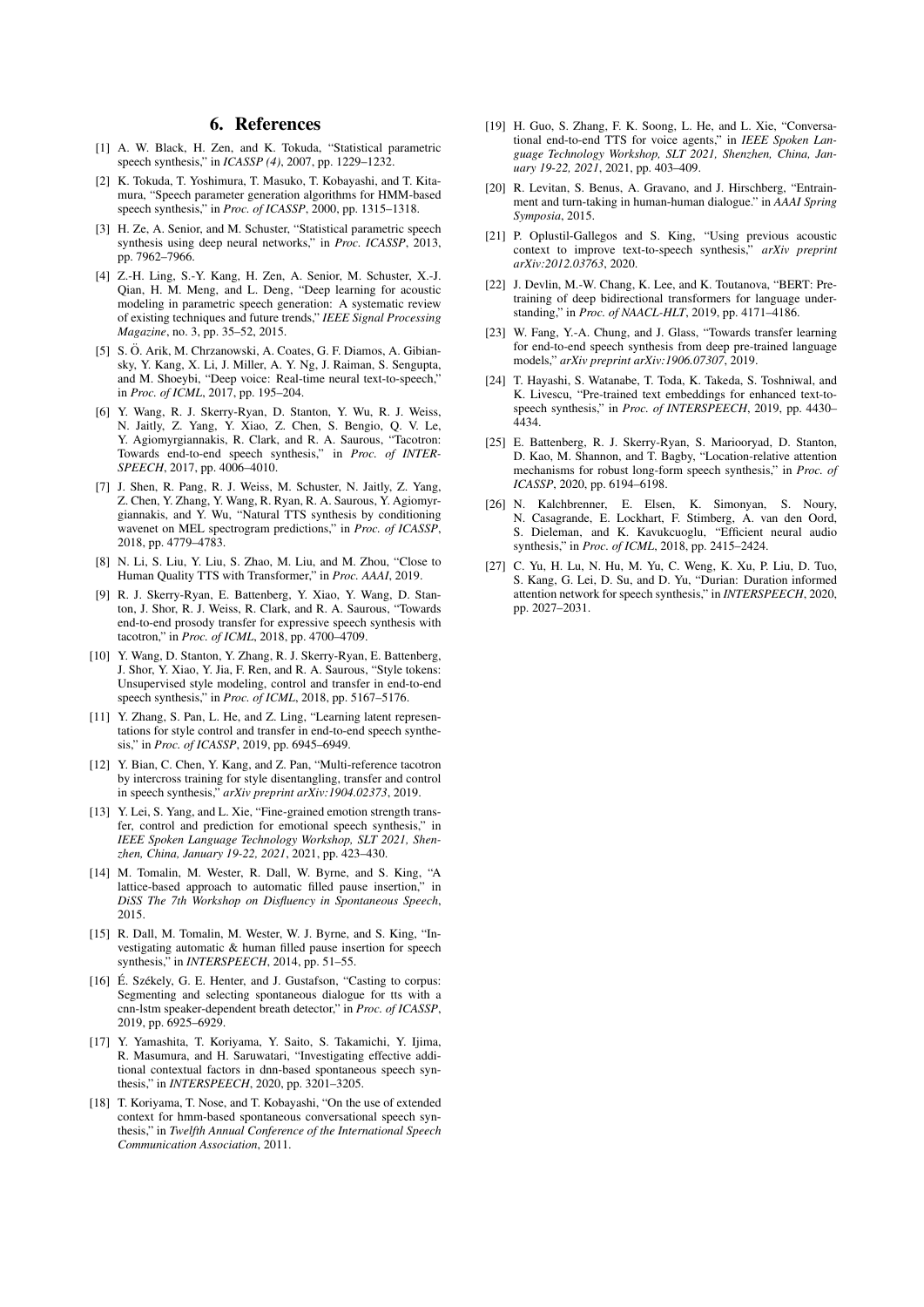## 6. References

[1] A. W. Black, H. Zen, and K. Tokuda, "Statistical parametric speech synthesis," in *ICASSP (4)*, 2007, pp. 1229–1232.

[2] K. Tokuda, T. Yoshimura, T. Masuko, T. Kobayashi, and T. Kitamura, "Speech parameter generation algorithms for HMM-based speech synthesis," in *Proc. of ICASSP*, 2000, pp. 1315–1318.

[3] H. Ze, A. Senior, and M. Schuster, "Statistical parametric speech synthesis using deep neural networks," in *Proc. ICASSP*, 2013, pp. 7962–7966.

[4] Z.-H. Ling, S.-Y. Kang, H. Zen, A. Senior, M. Schuster, X.-J. Qian, H. M. Meng, and L. Deng, "Deep learning for acoustic modeling in parametric speech generation: A systematic review of existing techniques and future trends," *IEEE Signal Processing Magazine*, no. 3, pp. 35–52, 2015.

[5] S. Ö. Arik, M. Chrzanowski, A. Coates, G. F. Diamos, A. Gibiansky, Y. Kang, X. Li, J. Miller, A. Y. Ng, J. Raiman, S. Sengupta, and M. Shoeybi, "Deep voice: Real-time neural text-to-speech," in *Proc. of ICML*, 2017, pp. 195–204.

[6] Y. Wang, R. J. Skerry-Ryan, D. Stanton, Y. Wu, R. J. Weiss, N. Jaitly, Z. Yang, Y. Xiao, Z. Chen, S. Bengio, Q. V. Le, Y. Agiomyrgiannakis, R. Clark, and R. A. Saurous, "Tacotron: Towards end-to-end speech synthesis," in *Proc. of INTERSPEECH*, 2017, pp. 4006–4010.

[7] J. Shen, R. Pang, R. J. Weiss, M. Schuster, N. Jaitly, Z. Yang, Z. Chen, Y. Zhang, Y. Wang, R. Ryan, R. A. Saurous, Y. Agiomyrgiannakis, and Y. Wu, "Natural TTS synthesis by conditioning wavenet on MEL spectrogram predictions," in *Proc. of ICASSP*, 2018, pp. 4779–4783.

[8] N. Li, S. Liu, Y. Liu, S. Zhao, M. Liu, and M. Zhou, "Close to Human Quality TTS with Transformer," in *Proc. AAAI*, 2019.

[9] R. J. Skerry-Ryan, E. Battenberg, Y. Xiao, Y. Wang, D. Stanton, J. Shor, R. J. Weiss, R. Clark, and R. A. Saurous, "Towards end-to-end prosody transfer for expressive speech synthesis with tacotron," in *Proc. of ICML*, 2018, pp. 4700–4709.

[10] Y. Wang, D. Stanton, Y. Zhang, R. J. Skerry-Ryan, E. Battenberg, J. Shor, Y. Xiao, Y. Jia, F. Ren, and R. A. Saurous, "Style tokens: Unsupervised style modeling, control and transfer in end-to-end speech synthesis," in *Proc. of ICML*, 2018, pp. 5167–5176.

[11] Y. Zhang, S. Pan, L. He, and Z. Ling, "Learning latent representations for style control and transfer in end-to-end speech synthesis," in *Proc. of ICASSP*, 2019, pp. 6945–6949.

[12] Y. Bian, C. Chen, Y. Kang, and Z. Pan, "Multi-reference tacotron by intercross training for style disentangling, transfer and control in speech synthesis," *arXiv preprint arXiv:1904.02373*, 2019.

[13] Y. Lei, S. Yang, and L. Xie, "Fine-grained emotion strength transfer, control and prediction for emotional speech synthesis," in *IEEE Spoken Language Technology Workshop, SLT 2021, Shenzhen, China, January 19-22, 2021*, 2021, pp. 423–430.

[14] M. Tomalin, M. Wester, R. Dall, W. Byrne, and S. King, "A lattice-based approach to automatic filled pause insertion," in *DiSS The 7th Workshop on Disfluency in Spontaneous Speech*, 2015.

[15] R. Dall, M. Tomalin, M. Wester, W. J. Byrne, and S. King, "Investigating automatic & human filled pause insertion for speech synthesis," in *INTERSPEECH*, 2014, pp. 51–55.

[16] É. Székely, G. E. Henter, and J. Gustafson, "Casting to corpus: Segmenting and selecting spontaneous dialogue for tts with a cnn-lstm speaker-dependent breath detector," in *Proc. of ICASSP*, 2019, pp. 6925–6929.

[17] Y. Yamashita, T. Koriyama, Y. Saito, S. Takamichi, Y. Ijima, R. Masumura, and H. Saruwatari, "Investigating effective additional contextual factors in dnn-based spontaneous speech synthesis," in *INTERSPEECH*, 2020, pp. 3201–3205.

[18] T. Koriyama, T. Nose, and T. Kobayashi, "On the use of extended context for hmm-based spontaneous conversational speech synthesis," in *Twelfth Annual Conference of the International Speech Communication Association*, 2011.

[19] H. Guo, S. Zhang, F. K. Soong, L. He, and L. Xie, "Conversational end-to-end TTS for voice agents," in *IEEE Spoken Language Technology Workshop, SLT 2021, Shenzhen, China, January 19-22, 2021*, 2021, pp. 403–409.

[20] R. Levitan, S. Benus, A. Gravano, and J. Hirschberg, "Entrainment and turn-taking in human-human dialogue." in *AAAI Spring Symposia*, 2015.

[21] P. Oplustil-Gallegos and S. King, "Using previous acoustic context to improve text-to-speech synthesis," *arXiv preprint arXiv:2012.03763*, 2020.

[22] J. Devlin, M.-W. Chang, K. Lee, and K. Toutanova, "BERT: Pre-training of deep bidirectional transformers for language understanding," in *Proc. of NAACL-HLT*, 2019, pp. 4171–4186.

[23] W. Fang, Y.-A. Chung, and J. Glass, "Towards transfer learning for end-to-end speech synthesis from deep pre-trained language models," *arXiv preprint arXiv:1906.07307*, 2019.

[24] T. Hayashi, S. Watanabe, T. Toda, K. Takeda, S. Toshniwal, and K. Livescu, "Pre-trained text embeddings for enhanced text-to-speech synthesis," in *Proc. of INTERSPEECH*, 2019, pp. 4430–4434.

[25] E. Battenberg, R. J. Skerry-Ryan, S. Mariooryad, D. Stanton, D. Kao, M. Shannon, and T. Bagby, "Location-relative attention mechanisms for robust long-form speech synthesis," in *Proc. of ICASSP*, 2020, pp. 6194–6198.

[26] N. Kalchbrenner, E. Elsen, K. Simonyan, S. Noury, N. Casagrande, E. Lockhart, F. Stimberg, A. van den Oord, S. Dieleman, and K. Kavukcuoglu, "Efficient neural audio synthesis," in *Proc. of ICML*, 2018, pp. 2415–2424.

[27] C. Yu, H. Lu, N. Hu, M. Yu, C. Weng, K. Xu, P. Liu, D. Tuo, S. Kang, G. Lei, D. Su, and D. Yu, "Durian: Duration informed attention network for speech synthesis," in *INTERSPEECH*, 2020, pp. 2027–2031.